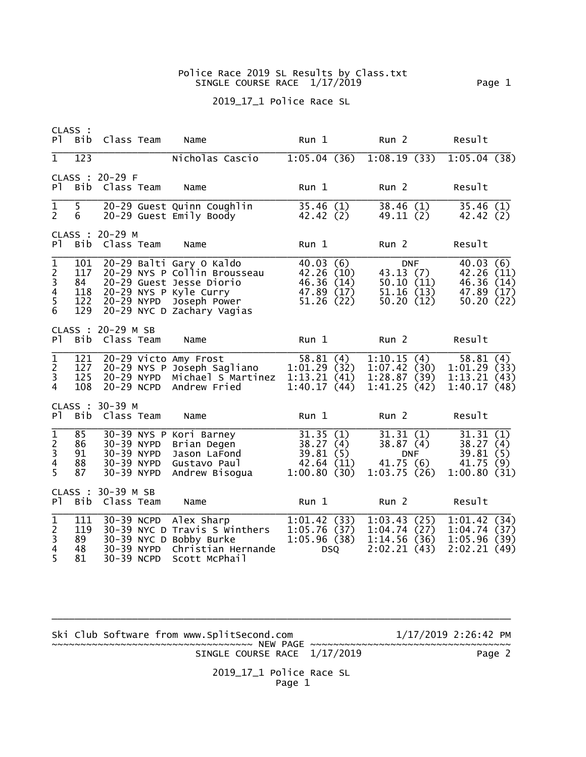Police Race 2019 SL Results by Class.txt

SINGLE COURSE RACE 1/17/2019

2019_17_1 Police Race SL

CLASS :

| Pl | Bib | Class | Team | Name | Run 1 | Run 2 | Result |
|---|---|---|---|---|---|---|---|
| 1 | 123 | | | Nicholas Cascio | 1:05.04 (36) | 1:08.19 (33) | 1:05.04 (38) |

CLASS : 20-29 F

| Pl | Bib | Class | Team | Name | Run 1 | Run 2 | Result |
|---|---|---|---|---|---|---|---|
| 1 | 5 | 20-29 | Guest | Quinn Coughlin | 35.46 (1) | 38.46 (1) | 35.46 (1) |
| 2 | 6 | 20-29 | Guest | Emily Boody | 42.42 (2) | 49.11 (2) | 42.42 (2) |

CLASS : 20-29 M

| Pl | Bib | Class | Team | Name | Run 1 | Run 2 | Result |
|---|---|---|---|---|---|---|---|
| 1 | 101 | 20-29 | Balti | Gary O Kaldo | 40.03 (6) | DNF | 40.03 (6) |
| 2 | 117 | 20-29 | NYS P | Collin Brousseau | 42.26 (10) | 43.13 (7) | 42.26 (11) |
| 3 | 84 | 20-29 | Guest | Jesse Diorio | 46.36 (14) | 50.10 (11) | 46.36 (14) |
| 4 | 118 | 20-29 | NYS P | Kyle Curry | 47.89 (17) | 51.16 (13) | 47.89 (17) |
| 5 | 122 | 20-29 | NYPD | Joseph Power | 51.26 (22) | 50.20 (12) | 50.20 (22) |
| 6 | 129 | 20-29 | NYC D | Zachary Vagias | | | |

CLASS : 20-29 M SB

| Pl | Bib | Class | Team | Name | Run 1 | Run 2 | Result |
|---|---|---|---|---|---|---|---|
| 1 | 121 | 20-29 | Victo | Amy Frost | 58.81 (4) | 1:10.15 (4) | 58.81 (4) |
| 2 | 127 | 20-29 | NYS P | Joseph Sagliano | 1:01.29 (32) | 1:07.42 (30) | 1:01.29 (33) |
| 3 | 125 | 20-29 | NYPD | Michael S Martinez | 1:13.21 (41) | 1:28.87 (39) | 1:13.21 (43) |
| 4 | 108 | 20-29 | NCPD | Andrew Fried | 1:40.17 (44) | 1:41.25 (42) | 1:40.17 (48) |

CLASS : 30-39 M

| Pl | Bib | Class | Team | Name | Run 1 | Run 2 | Result |
|---|---|---|---|---|---|---|---|
| 1 | 85 | 30-39 | NYS P | Kori Barney | 31.35 (1) | 31.31 (1) | 31.31 (1) |
| 2 | 86 | 30-39 | NYPD | Brian Degen | 38.27 (4) | 38.87 (4) | 38.27 (4) |
| 3 | 91 | 30-39 | NYPD | Jason LaFond | 39.81 (5) | DNF | 39.81 (5) |
| 4 | 88 | 30-39 | NYPD | Gustavo Paul | 42.64 (11) | 41.75 (6) | 41.75 (9) |
| 5 | 87 | 30-39 | NYPD | Andrew Bisogua | 1:00.80 (30) | 1:03.75 (26) | 1:00.80 (31) |

CLASS : 30-39 M SB

| Pl | Bib | Class | Team | Name | Run 1 | Run 2 | Result |
|---|---|---|---|---|---|---|---|
| 1 | 111 | 30-39 | NCPD | Alex Sharp | 1:01.42 (33) | 1:03.43 (25) | 1:01.42 (34) |
| 2 | 119 | 30-39 | NYC D | Travis S Winthers | 1:05.76 (37) | 1:04.74 (27) | 1:04.74 (37) |
| 3 | 89 | 30-39 | NYC D | Bobby Burke | 1:05.96 (38) | 1:14.56 (36) | 1:05.96 (39) |
| 4 | 48 | 30-39 | NYPD | Christian Hernande | DSQ | 2:02.21 (43) | 2:02.21 (49) |
| 5 | 81 | 30-39 | NCPD | Scott McPhail | | | |

Ski Club Software from www.SplitSecond.com 1/17/2019 2:26:42 PM

~~~~~~~~~~~~~~~~~~~~~~~~~~~~~~~~~~~ NEW PAGE ~~~~~~~~~~~~~~~~~~~~~~~~~~~~~~~~~~~

SINGLE COURSE RACE 1/17/2019

2019_17_1 Police Race SL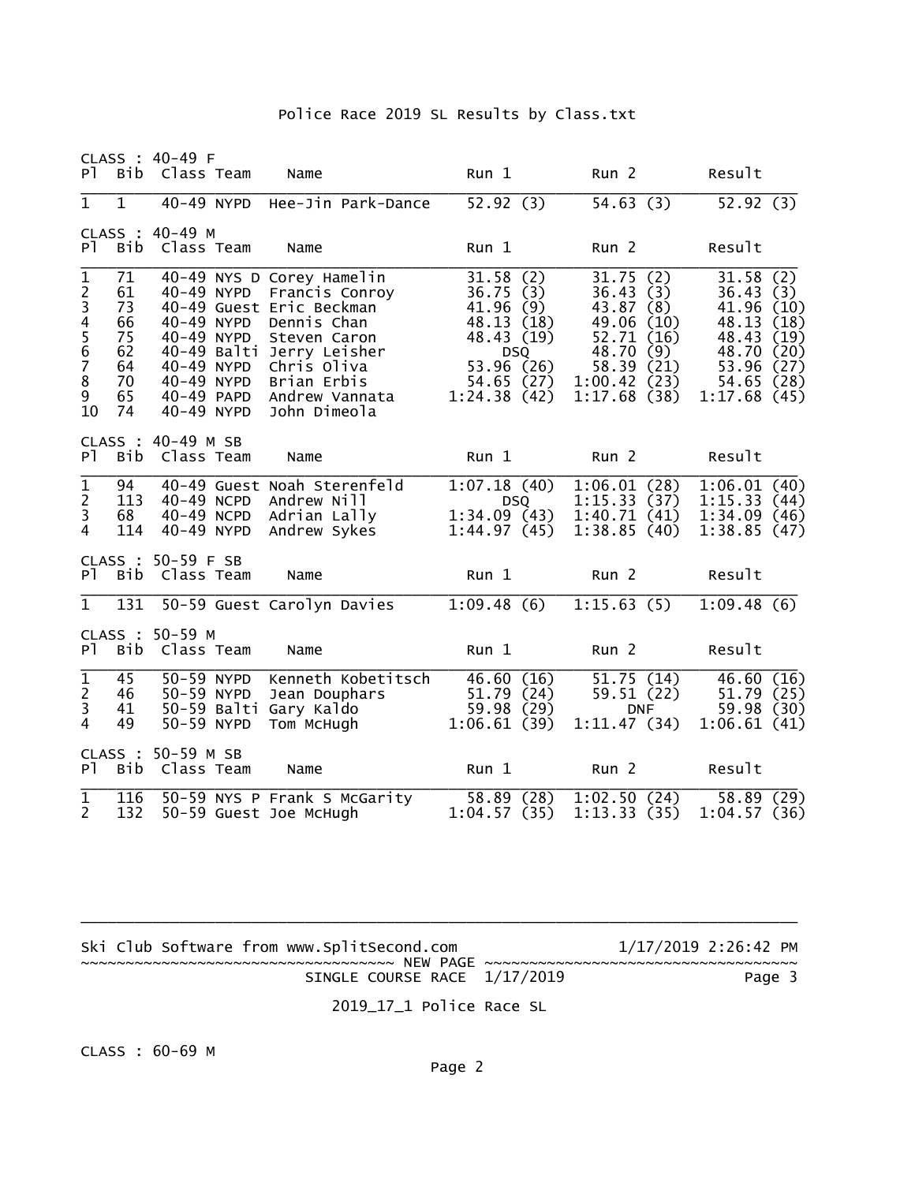CLASS : 40-49 F

| Pl | Bib | Class | Team | Name | Run 1 | Run 2 | Result |
|---|---|---|---|---|---|---|---|
| 1 | 1 | 40-49 | NYPD | Hee-Jin Park-Dance | 52.92 (3) | 54.63 (3) | 52.92 (3) |

CLASS : 40-49 M

| Pl | Bib | Class | Team | Name | Run 1 | Run 2 | Result |
|---|---|---|---|---|---|---|---|
| 1 | 71 | 40-49 | NYS D | Corey Hamelin | 31.58 (2) | 31.75 (2) | 31.58 (2) |
| 2 | 61 | 40-49 | NYPD | Francis Conroy | 36.75 (3) | 36.43 (3) | 36.43 (3) |
| 3 | 73 | 40-49 | Guest | Eric Beckman | 41.96 (9) | 43.87 (8) | 41.96 (10) |
| 4 | 66 | 40-49 | NYPD | Dennis Chan | 48.13 (18) | 49.06 (10) | 48.13 (18) |
| 5 | 75 | 40-49 | NYPD | Steven Caron | 48.43 (19) | 52.71 (16) | 48.43 (19) |
| 6 | 62 | 40-49 | Balti | Jerry Leisher | DSQ | 48.70 (9) | 48.70 (20) |
| 7 | 64 | 40-49 | NYPD | Chris Oliva | 53.96 (26) | 58.39 (21) | 53.96 (27) |
| 8 | 70 | 40-49 | NYPD | Brian Erbis | 54.65 (27) | 1:00.42 (23) | 54.65 (28) |
| 9 | 65 | 40-49 | PAPD | Andrew Vannata | 1:24.38 (42) | 1:17.68 (38) | 1:17.68 (45) |
| 10 | 74 | 40-49 | NYPD | John Dimeola | | | |

CLASS : 40-49 M SB

| Pl | Bib | Class | Team | Name | Run 1 | Run 2 | Result |
|---|---|---|---|---|---|---|---|
| 1 | 94 | 40-49 | Guest | Noah Sterenfeld | 1:07.18 (40) | 1:06.01 (28) | 1:06.01 (40) |
| 2 | 113 | 40-49 | NCPD | Andrew Nill | DSQ | 1:15.33 (37) | 1:15.33 (44) |
| 3 | 68 | 40-49 | NCPD | Adrian Lally | 1:34.09 (43) | 1:40.71 (41) | 1:34.09 (46) |
| 4 | 114 | 40-49 | NYPD | Andrew Sykes | 1:44.97 (45) | 1:38.85 (40) | 1:38.85 (47) |

CLASS : 50-59 F SB

| Pl | Bib | Class | Team | Name | Run 1 | Run 2 | Result |
|---|---|---|---|---|---|---|---|
| 1 | 131 | 50-59 | Guest | Carolyn Davies | 1:09.48 (6) | 1:15.63 (5) | 1:09.48 (6) |

CLASS : 50-59 M

| Pl | Bib | Class | Team | Name | Run 1 | Run 2 | Result |
|---|---|---|---|---|---|---|---|
| 1 | 45 | 50-59 | NYPD | Kenneth Kobetitsch | 46.60 (16) | 51.75 (14) | 46.60 (16) |
| 2 | 46 | 50-59 | NYPD | Jean Douphars | 51.79 (24) | 59.51 (22) | 51.79 (25) |
| 3 | 41 | 50-59 | Balti | Gary Kaldo | 59.98 (29) | DNF | 59.98 (30) |
| 4 | 49 | 50-59 | NYPD | Tom McHugh | 1:06.61 (39) | 1:11.47 (34) | 1:06.61 (41) |

CLASS : 50-59 M SB

| Pl | Bib | Class | Team | Name | Run 1 | Run 2 | Result |
|---|---|---|---|---|---|---|---|
| 1 | 116 | 50-59 | NYS P | Frank S McGarity | 58.89 (28) | 1:02.50 (24) | 58.89 (29) |
| 2 | 132 | 50-59 | Guest | Joe McHugh | 1:04.57 (35) | 1:13.33 (35) | 1:04.57 (36) |

Ski Club Software from www.SplitSecond.com 1/17/2019 2:26:42 PM

~~~~~~~~~~~~~~~~~~~~~~~~~~~~~~~~~~~ NEW PAGE ~~~~~~~~~~~~~~~~~~~~~~~~~~~~~~~~~~~

SINGLE COURSE RACE 1/17/2019 Page 3

2019_17_1 Police Race SL

CLASS : 60-69 M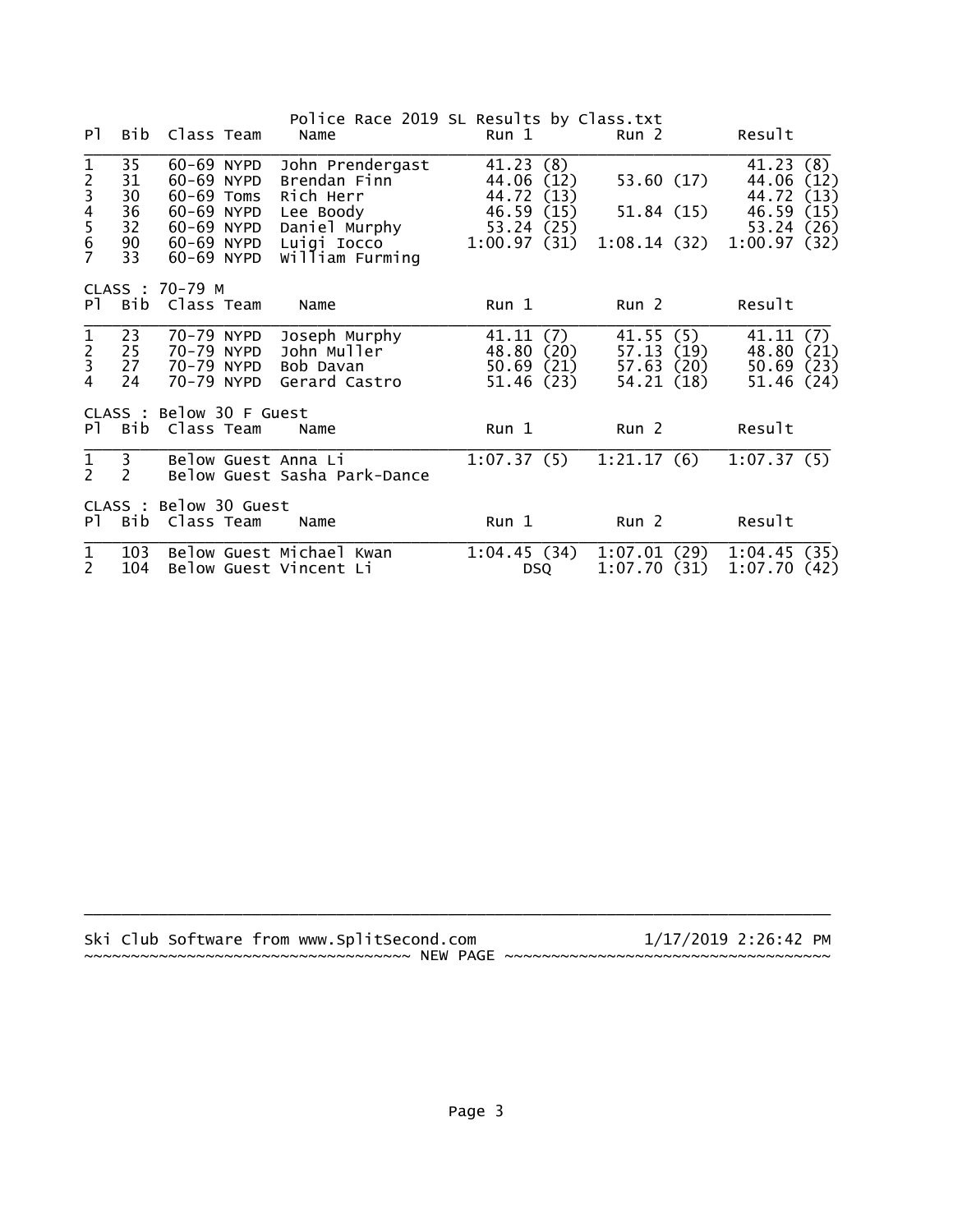Police Race 2019 SL Results by Class.txt

| Pl | Bib | Class | Team | Name | Run 1 | Run 2 | Result |
|---|---|---|---|---|---|---|---|
| 1 | 35 | 60-69 | NYPD | John Prendergast | 41.23 (8) | | 41.23 (8) |
| 2 | 31 | 60-69 | NYPD | Brendan Finn | 44.06 (12) | 53.60 (17) | 44.06 (12) |
| 3 | 30 | 60-69 | Toms | Rich Herr | 44.72 (13) | | 44.72 (13) |
| 4 | 36 | 60-69 | NYPD | Lee Boody | 46.59 (15) | 51.84 (15) | 46.59 (15) |
| 5 | 32 | 60-69 | NYPD | Daniel Murphy | 53.24 (25) | | 53.24 (26) |
| 6 | 90 | 60-69 | NYPD | Luigi Iocco | 1:00.97 (31) | 1:08.14 (32) | 1:00.97 (32) |
| 7 | 33 | 60-69 | NYPD | William Furming | | | |

CLASS : 70-79 M

| Pl | Bib | Class | Team | Name | Run 1 | Run 2 | Result |
|---|---|---|---|---|---|---|---|
| 1 | 23 | 70-79 | NYPD | Joseph Murphy | 41.11 (7) | 41.55 (5) | 41.11 (7) |
| 2 | 25 | 70-79 | NYPD | John Muller | 48.80 (20) | 57.13 (19) | 48.80 (21) |
| 3 | 27 | 70-79 | NYPD | Bob Davan | 50.69 (21) | 57.63 (20) | 50.69 (23) |
| 4 | 24 | 70-79 | NYPD | Gerard Castro | 51.46 (23) | 54.21 (18) | 51.46 (24) |

CLASS : Below 30 F Guest

| Pl | Bib | Class | Team | Name | Run 1 | Run 2 | Result |
|---|---|---|---|---|---|---|---|
| 1 | 3 | Below | Guest | Anna Li | 1:07.37 (5) | 1:21.17 (6) | 1:07.37 (5) |
| 2 | 2 | Below | Guest | Sasha Park-Dance | | | |

CLASS : Below 30 Guest

| Pl | Bib | Class | Team | Name | Run 1 | Run 2 | Result |
|---|---|---|---|---|---|---|---|
| 1 | 103 | Below | Guest | Michael Kwan | 1:04.45 (34) | 1:07.01 (29) | 1:04.45 (35) |
| 2 | 104 | Below | Guest | Vincent Li | DSQ | 1:07.70 (31) | 1:07.70 (42) |

Ski Club Software from www.SplitSecond.com 1/17/2019 2:26:42 PM

~~~~~~~~~~~~~~~~~~~~~~~~~~~~~~~~~~~ NEW PAGE ~~~~~~~~~~~~~~~~~~~~~~~~~~~~~~~~~~~